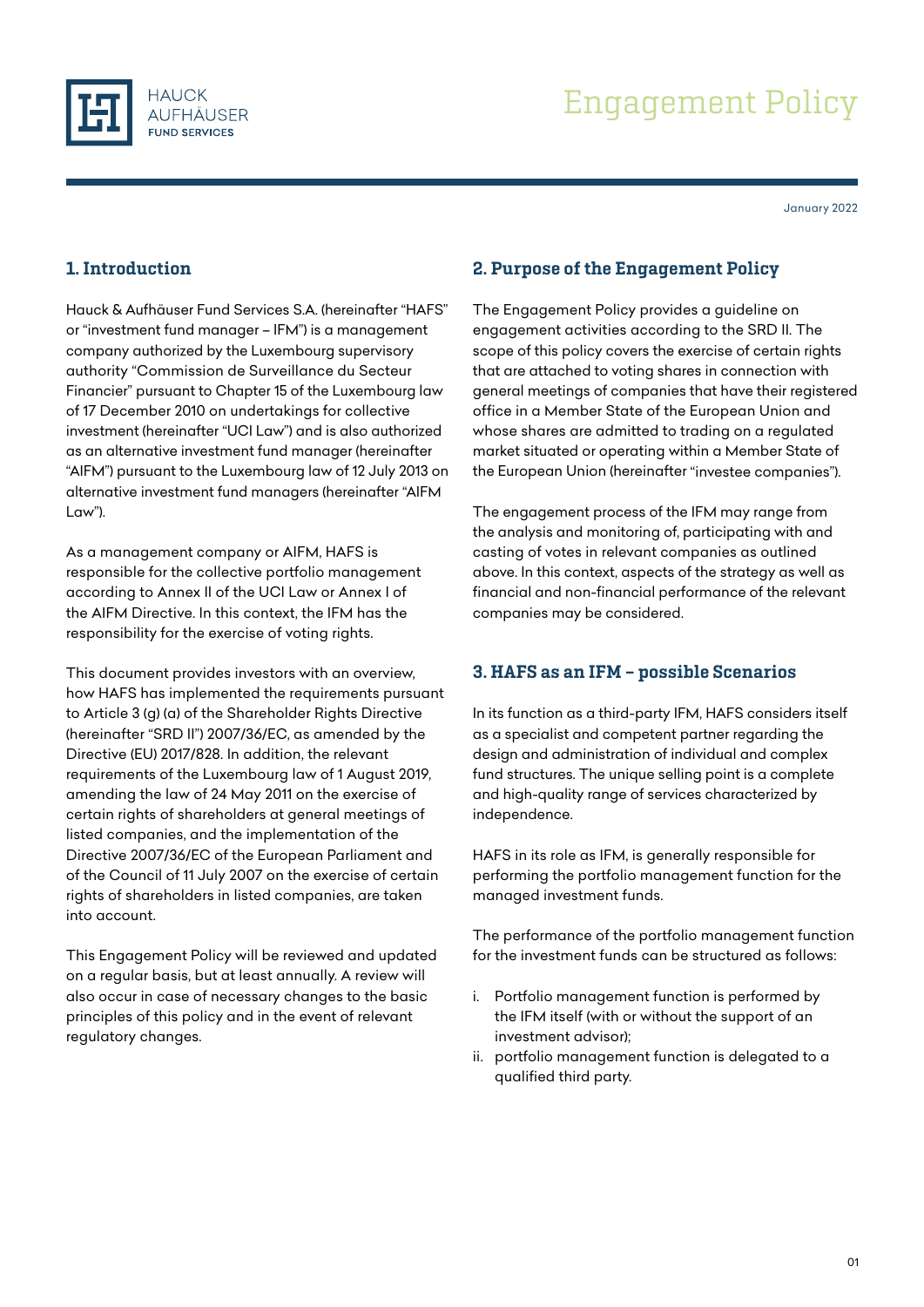# Engagement Policy

January 2022

## 1. Introduction

Hauck & Aufhäuser Fund Services S.A. (hereinafter "HAFS" or "investment fund manager – IFM") is a management company authorized by the Luxembourg supervisory authority "Commission de Surveillance du Secteur Financier" pursuant to Chapter 15 of the Luxembourg law of 17 December 2010 on undertakings for collective investment (hereinafter "UCI Law") and is also authorized as an alternative investment fund manager (hereinafter "AIFM") pursuant to the Luxembourg law of 12 July 2013 on alternative investment fund managers (hereinafter "AIFM Law").

As a management company or AIFM, HAFS is responsible for the collective portfolio management according to Annex II of the UCI Law or Annex I of the AIFM Directive. In this context, the IFM has the responsibility for the exercise of voting rights.

This document provides investors with an overview, how HAFS has implemented the requirements pursuant to Article 3 (g) (a) of the Shareholder Rights Directive (hereinafter "SRD II") 2007/36/EC, as amended by the Directive (EU) 2017/828. In addition, the relevant requirements of the Luxembourg law of 1 August 2019, amending the law of 24 May 2011 on the exercise of certain rights of shareholders at general meetings of listed companies, and the implementation of the Directive 2007/36/EC of the European Parliament and of the Council of 11 July 2007 on the exercise of certain rights of shareholders in listed companies, are taken into account.

This Engagement Policy will be reviewed and updated on a regular basis, but at least annually. A review will also occur in case of necessary changes to the basic principles of this policy and in the event of relevant regulatory changes.

## 2. Purpose of the Engagement Policy

The Engagement Policy provides a guideline on engagement activities according to the SRD II. The scope of this policy covers the exercise of certain rights that are attached to voting shares in connection with general meetings of companies that have their registered office in a Member State of the European Union and whose shares are admitted to trading on a regulated market situated or operating within a Member State of the European Union (hereinafter "investee companies").

The engagement process of the IFM may range from the analysis and monitoring of, participating with and casting of votes in relevant companies as outlined above. In this context, aspects of the strategy as well as financial and non-financial performance of the relevant companies may be considered.

## 3. HAFS as an IFM – possible Scenarios

In its function as a third-party IFM, HAFS considers itself as a specialist and competent partner regarding the design and administration of individual and complex fund structures. The unique selling point is a complete and high-quality range of services characterized by independence.

HAFS in its role as IFM, is generally responsible for performing the portfolio management function for the managed investment funds.

The performance of the portfolio management function for the investment funds can be structured as follows:

i. Portfolio management function is performed by the IFM itself (with or without the support of an investment advisor);
ii. portfolio management function is delegated to a qualified third party.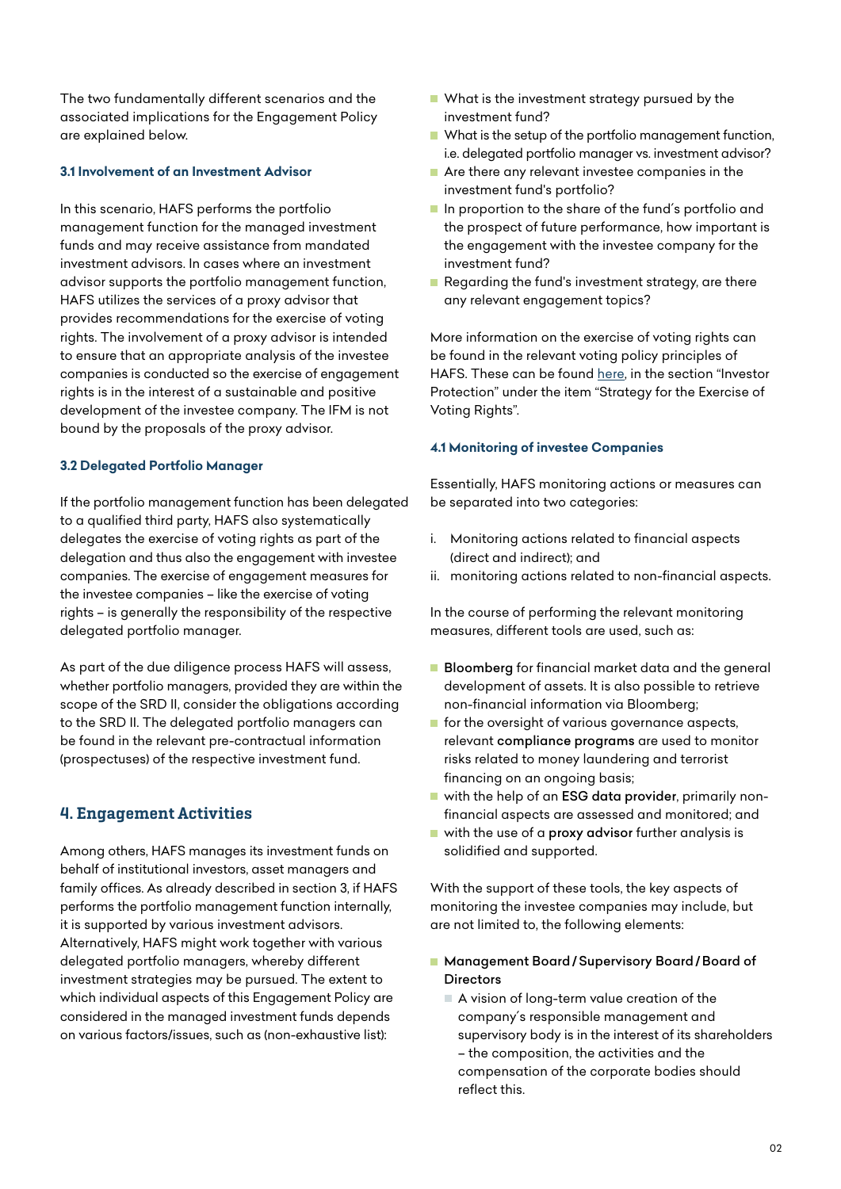The two fundamentally different scenarios and the associated implications for the Engagement Policy are explained below.

### 3.1 Involvement of an Investment Advisor

In this scenario, HAFS performs the portfolio management function for the managed investment funds and may receive assistance from mandated investment advisors. In cases where an investment advisor supports the portfolio management function, HAFS utilizes the services of a proxy advisor that provides recommendations for the exercise of voting rights. The involvement of a proxy advisor is intended to ensure that an appropriate analysis of the investee companies is conducted so the exercise of engagement rights is in the interest of a sustainable and positive development of the investee company. The IFM is not bound by the proposals of the proxy advisor.

### 3.2 Delegated Portfolio Manager

If the portfolio management function has been delegated to a qualified third party, HAFS also systematically delegates the exercise of voting rights as part of the delegation and thus also the engagement with investee companies. The exercise of engagement measures for the investee companies – like the exercise of voting rights – is generally the responsibility of the respective delegated portfolio manager.

As part of the due diligence process HAFS will assess, whether portfolio managers, provided they are within the scope of the SRD II, consider the obligations according to the SRD II. The delegated portfolio managers can be found in the relevant pre-contractual information (prospectuses) of the respective investment fund.

## 4. Engagement Activities

Among others, HAFS manages its investment funds on behalf of institutional investors, asset managers and family offices. As already described in section 3, if HAFS performs the portfolio management function internally, it is supported by various investment advisors. Alternatively, HAFS might work together with various delegated portfolio managers, whereby different investment strategies may be pursued. The extent to which individual aspects of this Engagement Policy are considered in the managed investment funds depends on various factors/issues, such as (non-exhaustive list):

- What is the investment strategy pursued by the investment fund?
- What is the setup of the portfolio management function, i.e. delegated portfolio manager vs. investment advisor?
- Are there any relevant investee companies in the investment fund's portfolio?
- In proportion to the share of the fund´s portfolio and the prospect of future performance, how important is the engagement with the investee company for the investment fund?
- Regarding the fund's investment strategy, are there any relevant engagement topics?

More information on the exercise of voting rights can be found in the relevant voting policy principles of HAFS. These can be found here, in the section "Investor Protection" under the item "Strategy for the Exercise of Voting Rights".

### 4.1 Monitoring of investee Companies

Essentially, HAFS monitoring actions or measures can be separated into two categories:

i. Monitoring actions related to financial aspects (direct and indirect); and
ii. monitoring actions related to non-financial aspects.

In the course of performing the relevant monitoring measures, different tools are used, such as:

- **Bloomberg** for financial market data and the general development of assets. It is also possible to retrieve non-financial information via Bloomberg;
- for the oversight of various governance aspects, relevant **compliance programs** are used to monitor risks related to money laundering and terrorist financing on an ongoing basis;
- with the help of an **ESG data provider**, primarily non-financial aspects are assessed and monitored; and
- with the use of a **proxy advisor** further analysis is solidified and supported.

With the support of these tools, the key aspects of monitoring the investee companies may include, but are not limited to, the following elements:

- **Management Board / Supervisory Board / Board of Directors**
  - A vision of long-term value creation of the company´s responsible management and supervisory body is in the interest of its shareholders – the composition, the activities and the compensation of the corporate bodies should reflect this.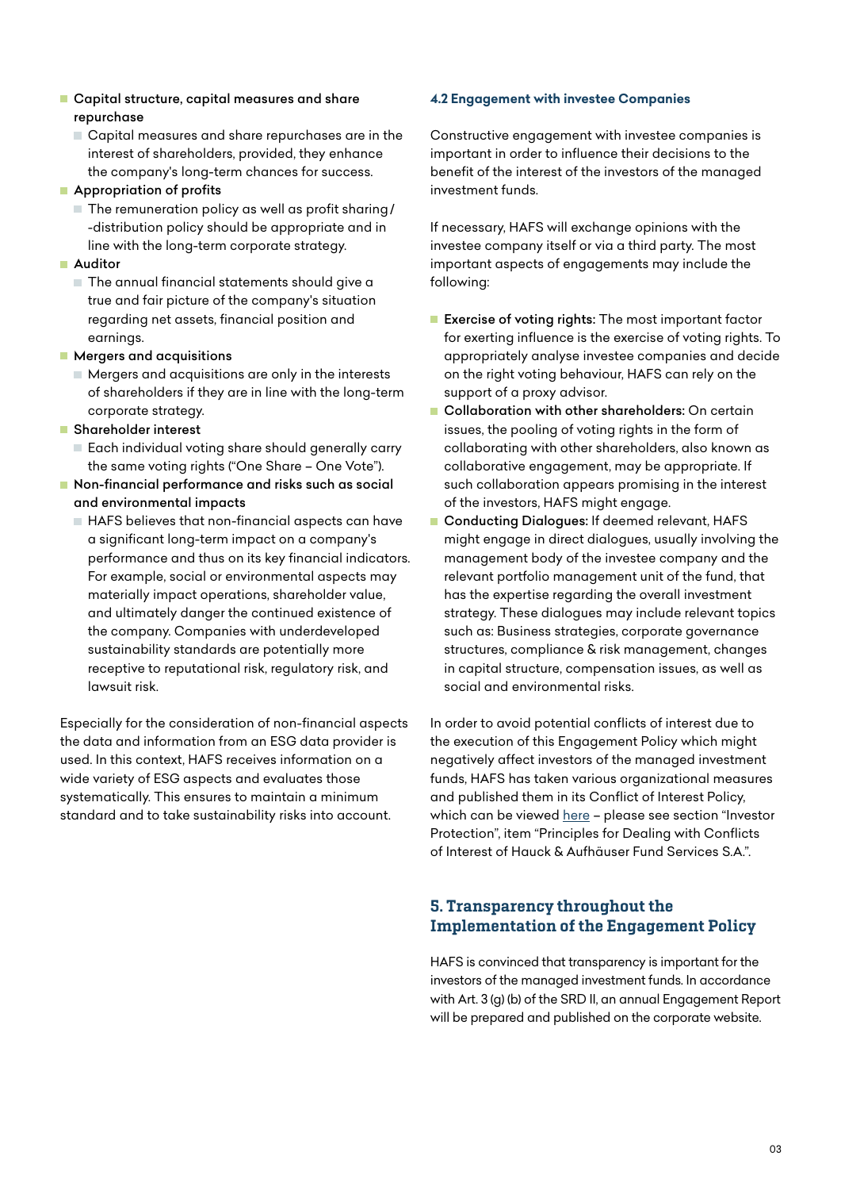- **Capital structure, capital measures and share repurchase**
  - Capital measures and share repurchases are in the interest of shareholders, provided, they enhance the company's long-term chances for success.
- **Appropriation of profits**
  - The remuneration policy as well as profit sharing/-distribution policy should be appropriate and in line with the long-term corporate strategy.
- **Auditor**
  - The annual financial statements should give a true and fair picture of the company's situation regarding net assets, financial position and earnings.
- **Mergers and acquisitions**
  - Mergers and acquisitions are only in the interests of shareholders if they are in line with the long-term corporate strategy.
- **Shareholder interest**
  - Each individual voting share should generally carry the same voting rights ("One Share – One Vote").
- **Non-financial performance and risks such as social and environmental impacts**
  - HAFS believes that non-financial aspects can have a significant long-term impact on a company's performance and thus on its key financial indicators. For example, social or environmental aspects may materially impact operations, shareholder value, and ultimately danger the continued existence of the company. Companies with underdeveloped sustainability standards are potentially more receptive to reputational risk, regulatory risk, and lawsuit risk.

Especially for the consideration of non-financial aspects the data and information from an ESG data provider is used. In this context, HAFS receives information on a wide variety of ESG aspects and evaluates those systematically. This ensures to maintain a minimum standard and to take sustainability risks into account.

### 4.2 Engagement with investee Companies

Constructive engagement with investee companies is important in order to influence their decisions to the benefit of the interest of the investors of the managed investment funds.

If necessary, HAFS will exchange opinions with the investee company itself or via a third party. The most important aspects of engagements may include the following:

- **Exercise of voting rights:** The most important factor for exerting influence is the exercise of voting rights. To appropriately analyse investee companies and decide on the right voting behaviour, HAFS can rely on the support of a proxy advisor.
- **Collaboration with other shareholders:** On certain issues, the pooling of voting rights in the form of collaborating with other shareholders, also known as collaborative engagement, may be appropriate. If such collaboration appears promising in the interest of the investors, HAFS might engage.
- **Conducting Dialogues:** If deemed relevant, HAFS might engage in direct dialogues, usually involving the management body of the investee company and the relevant portfolio management unit of the fund, that has the expertise regarding the overall investment strategy. These dialogues may include relevant topics such as: Business strategies, corporate governance structures, compliance & risk management, changes in capital structure, compensation issues, as well as social and environmental risks.

In order to avoid potential conflicts of interest due to the execution of this Engagement Policy which might negatively affect investors of the managed investment funds, HAFS has taken various organizational measures and published them in its Conflict of Interest Policy, which can be viewed here – please see section "Investor Protection", item "Principles for Dealing with Conflicts of Interest of Hauck & Aufhäuser Fund Services S.A.".

## 5. Transparency throughout the Implementation of the Engagement Policy

HAFS is convinced that transparency is important for the investors of the managed investment funds. In accordance with Art. 3 (g) (b) of the SRD II, an annual Engagement Report will be prepared and published on the corporate website.